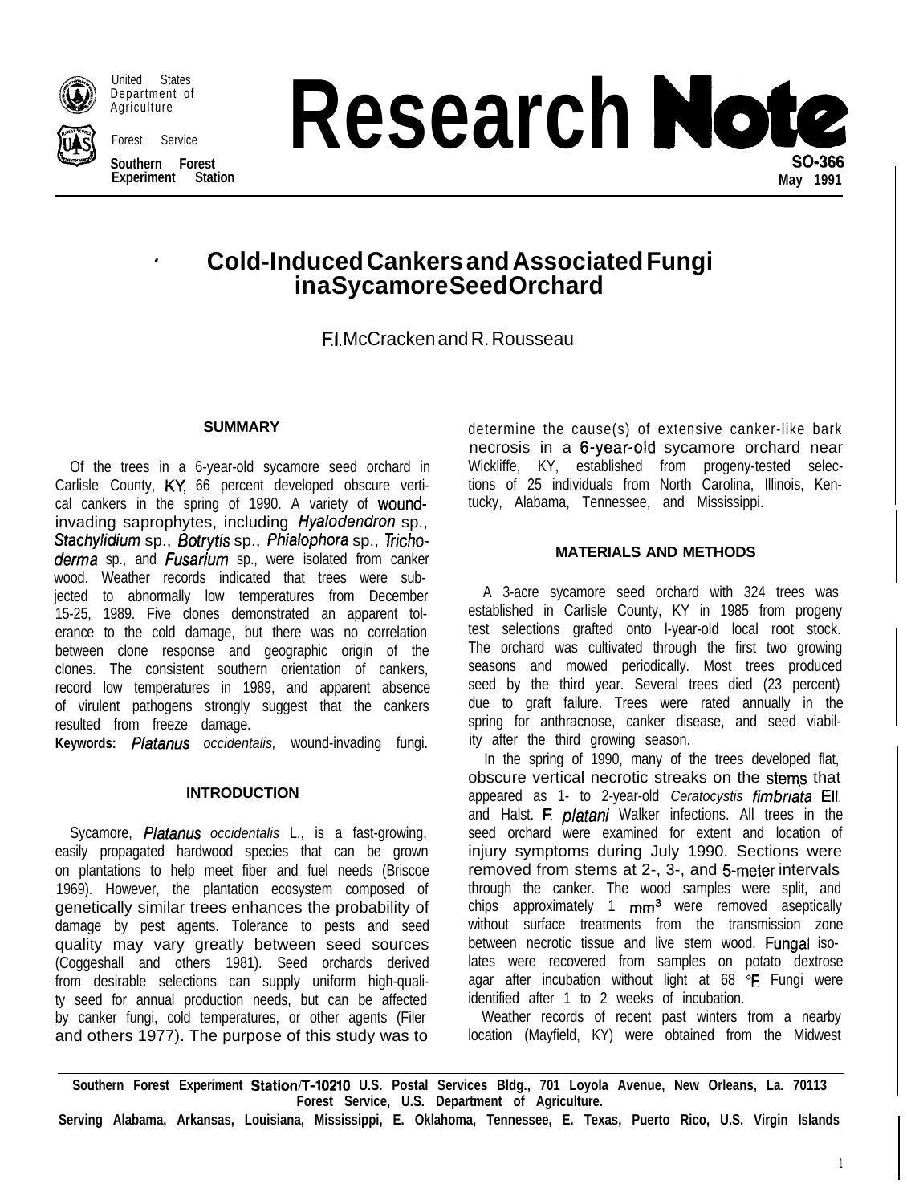United States Department of Agriculture

Forest Service

Southern Forest Experiment Station

# Research Note

SO-366
May 1991

## Cold-Induced Cankers and Associated Fungi in a Sycamore Seed Orchard

F.I. McCracken and R. Rousseau

### SUMMARY

Of the trees in a 6-year-old sycamore seed orchard in Carlisle County, KY, 66 percent developed obscure vertical cankers in the spring of 1990. A variety of wound-invading saprophytes, including *Hyalodendron* sp., *Stachylidium* sp., *Botrytis* sp., *Phialophora* sp., *Trichoderma* sp., and *Fusarium* sp., were isolated from canker wood. Weather records indicated that trees were subjected to abnormally low temperatures from December 15-25, 1989. Five clones demonstrated an apparent tolerance to the cold damage, but there was no correlation between clone response and geographic origin of the clones. The consistent southern orientation of cankers, record low temperatures in 1989, and apparent absence of virulent pathogens strongly suggest that the cankers resulted from freeze damage.

**Keywords:** *Platanus occidentalis,* wound-invading fungi.

### INTRODUCTION

Sycamore, *Platanus occidentalis* L., is a fast-growing, easily propagated hardwood species that can be grown on plantations to help meet fiber and fuel needs (Briscoe 1969). However, the plantation ecosystem composed of genetically similar trees enhances the probability of damage by pest agents. Tolerance to pests and seed quality may vary greatly between seed sources (Coggeshall and others 1981). Seed orchards derived from desirable selections can supply uniform high-quality seed for annual production needs, but can be affected by canker fungi, cold temperatures, or other agents (Filer and others 1977). The purpose of this study was to determine the cause(s) of extensive canker-like bark necrosis in a 6-year-old sycamore orchard near Wickliffe, KY, established from progeny-tested selections of 25 individuals from North Carolina, Illinois, Kentucky, Alabama, Tennessee, and Mississippi.

### MATERIALS AND METHODS

A 3-acre sycamore seed orchard with 324 trees was established in Carlisle County, KY in 1985 from progeny test selections grafted onto l-year-old local root stock. The orchard was cultivated through the first two growing seasons and mowed periodically. Most trees produced seed by the third year. Several trees died (23 percent) due to graft failure. Trees were rated annually in the spring for anthracnose, canker disease, and seed viability after the third growing season.

In the spring of 1990, many of the trees developed flat, obscure vertical necrotic streaks on the stems that appeared as 1- to 2-year-old *Ceratocystis fimbriata* Ell. and Halst. F. *platani* Walker infections. All trees in the seed orchard were examined for extent and location of injury symptoms during July 1990. Sections were removed from stems at 2-, 3-, and 5-meter intervals through the canker. The wood samples were split, and chips approximately 1 $mm^3$ were removed aseptically without surface treatments from the transmission zone between necrotic tissue and live stem wood. Fungal isolates were recovered from samples on potato dextrose agar after incubation without light at 68 °F. Fungi were identified after 1 to 2 weeks of incubation.

Weather records of recent past winters from a nearby location (Mayfield, KY) were obtained from the Midwest

Southern Forest Experiment Station/T-10210 U.S. Postal Services Bldg., 701 Loyola Avenue, New Orleans, La. 70113
Forest Service, U.S. Department of Agriculture.
Serving Alabama, Arkansas, Louisiana, Mississippi, E. Oklahoma, Tennessee, E. Texas, Puerto Rico, U.S. Virgin Islands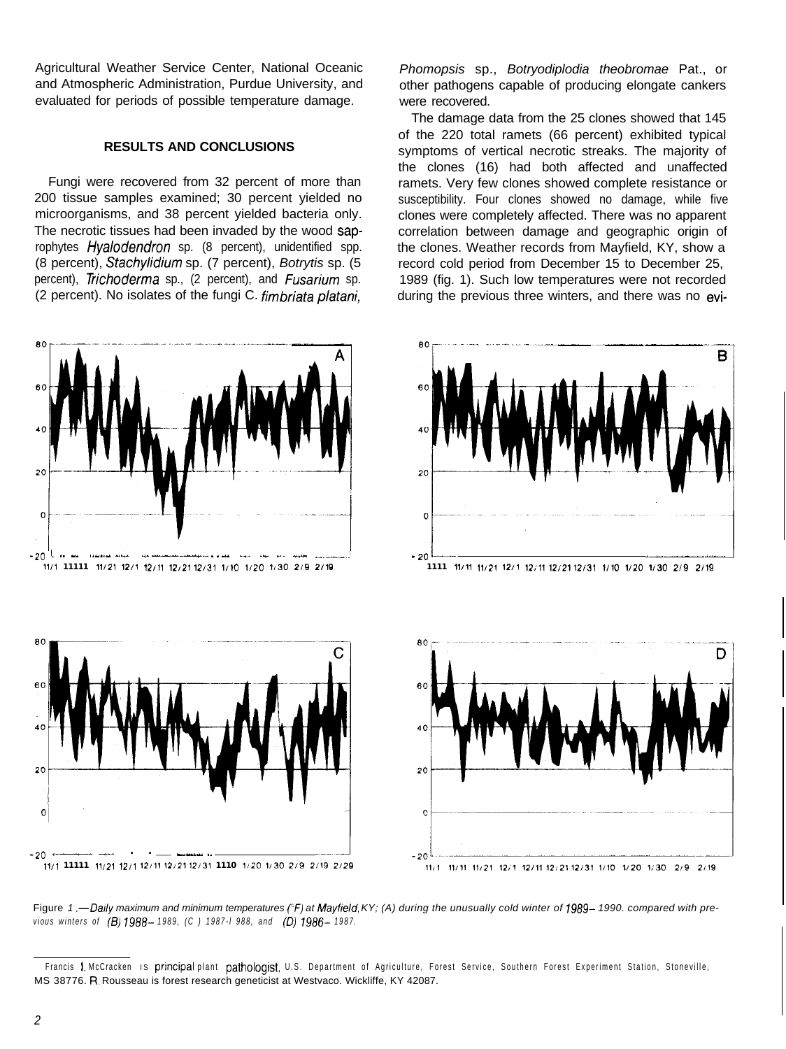Agricultural Weather Service Center, National Oceanic and Atmospheric Administration, Purdue University, and evaluated for periods of possible temperature damage.

## RESULTS AND CONCLUSIONS

Fungi were recovered from 32 percent of more than 200 tissue samples examined; 30 percent yielded no microorganisms, and 38 percent yielded bacteria only. The necrotic tissues had been invaded by the wood saprophytes *Hyalodendron* sp. (8 percent), unidentified spp. (8 percent), *Stachylidium* sp. (7 percent), *Botrytis* sp. (5 percent), *Trichoderma* sp., (2 percent), and *Fusarium* sp. (2 percent). No isolates of the fungi C. *fimbriata platani*, *Phomopsis* sp., *Botryodiplodia theobromae* Pat., or other pathogens capable of producing elongate cankers were recovered.

The damage data from the 25 clones showed that 145 of the 220 total ramets (66 percent) exhibited typical symptoms of vertical necrotic streaks. The majority of the clones (16) had both affected and unaffected ramets. Very few clones showed complete resistance or susceptibility. Four clones showed no damage, while five clones were completely affected. There was no apparent correlation between damage and geographic origin of the clones. Weather records from Mayfield, KY, show a record cold period from December 15 to December 25, 1989 (fig. 1). Such low temperatures were not recorded during the previous three winters, and there was no evi-

Figure 1.—*Daily maximum and minimum temperatures (°F) at Mayfield, KY; (A) during the unusually cold winter of 1989–1990. compared with previous winters of (B) 1988–1989, (C) 1987-1988, and (D) 1986–1987.*

Francis I. McCracken is principal plant pathologist, U.S. Department of Agriculture, Forest Service, Southern Forest Experiment Station, Stoneville, MS 38776. R. Rousseau is forest research geneticist at Westvaco. Wickliffe, KY 42087.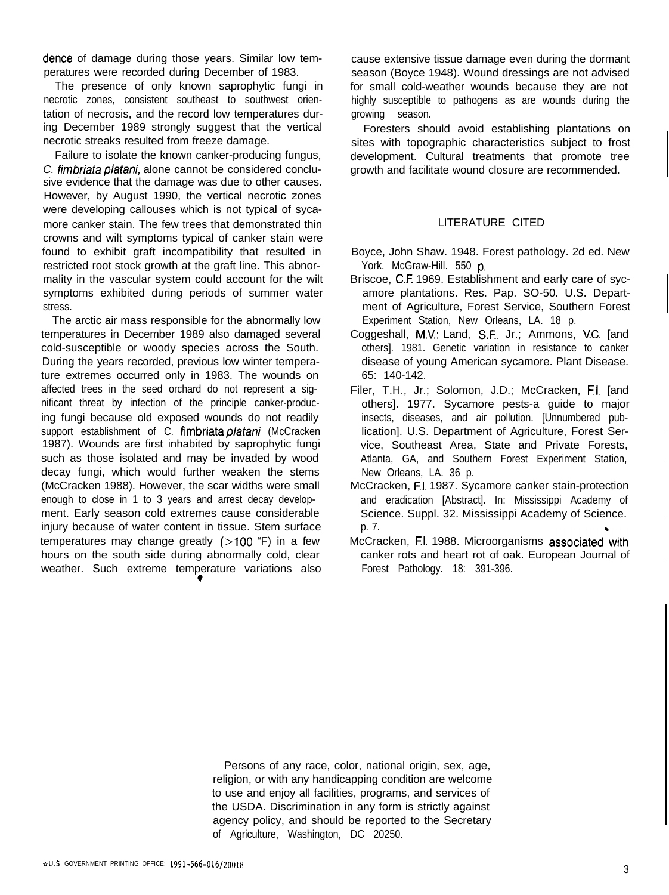dence of damage during those years. Similar low temperatures were recorded during December of 1983.

The presence of only known saprophytic fungi in necrotic zones, consistent southeast to southwest orientation of necrosis, and the record low temperatures during December 1989 strongly suggest that the vertical necrotic streaks resulted from freeze damage.

Failure to isolate the known canker-producing fungus, *C. fimbriata platani,* alone cannot be considered conclusive evidence that the damage was due to other causes. However, by August 1990, the vertical necrotic zones were developing callouses which is not typical of sycamore canker stain. The few trees that demonstrated thin crowns and wilt symptoms typical of canker stain were found to exhibit graft incompatibility that resulted in restricted root stock growth at the graft line. This abnormality in the vascular system could account for the wilt symptoms exhibited during periods of summer water stress.

The arctic air mass responsible for the abnormally low temperatures in December 1989 also damaged several cold-susceptible or woody species across the South. During the years recorded, previous low winter temperature extremes occurred only in 1983. The wounds on affected trees in the seed orchard do not represent a significant threat by infection of the principle canker-producing fungi because old exposed wounds do not readily support establishment of C. *fimbriata platani* (McCracken 1987). Wounds are first inhabited by saprophytic fungi such as those isolated and may be invaded by wood decay fungi, which would further weaken the stems (McCracken 1988). However, the scar widths were small enough to close in 1 to 3 years and arrest decay development. Early season cold extremes cause considerable injury because of water content in tissue. Stem surface temperatures may change greatly (>100 "F) in a few hours on the south side during abnormally cold, clear weather. Such extreme temperature variations also cause extensive tissue damage even during the dormant season (Boyce 1948). Wound dressings are not advised for small cold-weather wounds because they are not highly susceptible to pathogens as are wounds during the growing season.

Foresters should avoid establishing plantations on sites with topographic characteristics subject to frost development. Cultural treatments that promote tree growth and facilitate wound closure are recommended.

## LITERATURE CITED

Boyce, John Shaw. 1948. Forest pathology. 2d ed. New York. McGraw-Hill. 550 p.

Briscoe, C.F. 1969. Establishment and early care of sycamore plantations. Res. Pap. SO-50. U.S. Department of Agriculture, Forest Service, Southern Forest Experiment Station, New Orleans, LA. 18 p.

Coggeshall, M.V.; Land, S.F., Jr.; Ammons, V.C. [and others]. 1981. Genetic variation in resistance to canker disease of young American sycamore. Plant Disease. 65: 140-142.

Filer, T.H., Jr.; Solomon, J.D.; McCracken, F.I. [and others]. 1977. Sycamore pests-a guide to major insects, diseases, and air pollution. [Unnumbered publication]. U.S. Department of Agriculture, Forest Service, Southeast Area, State and Private Forests, Atlanta, GA, and Southern Forest Experiment Station, New Orleans, LA. 36 p.

McCracken, F.I. 1987. Sycamore canker stain-protection and eradication [Abstract]. In: Mississippi Academy of Science. Suppl. 32. Mississippi Academy of Science. p. 7.

McCracken, F.I. 1988. Microorganisms associated with canker rots and heart rot of oak. European Journal of Forest Pathology. 18: 391-396.

Persons of any race, color, national origin, sex, age, religion, or with any handicapping condition are welcome to use and enjoy all facilities, programs, and services of the USDA. Discrimination in any form is strictly against agency policy, and should be reported to the Secretary of Agriculture, Washington, DC 20250.

☆U.S. GOVERNMENT PRINTING OFFICE: 1991-566-016/20018